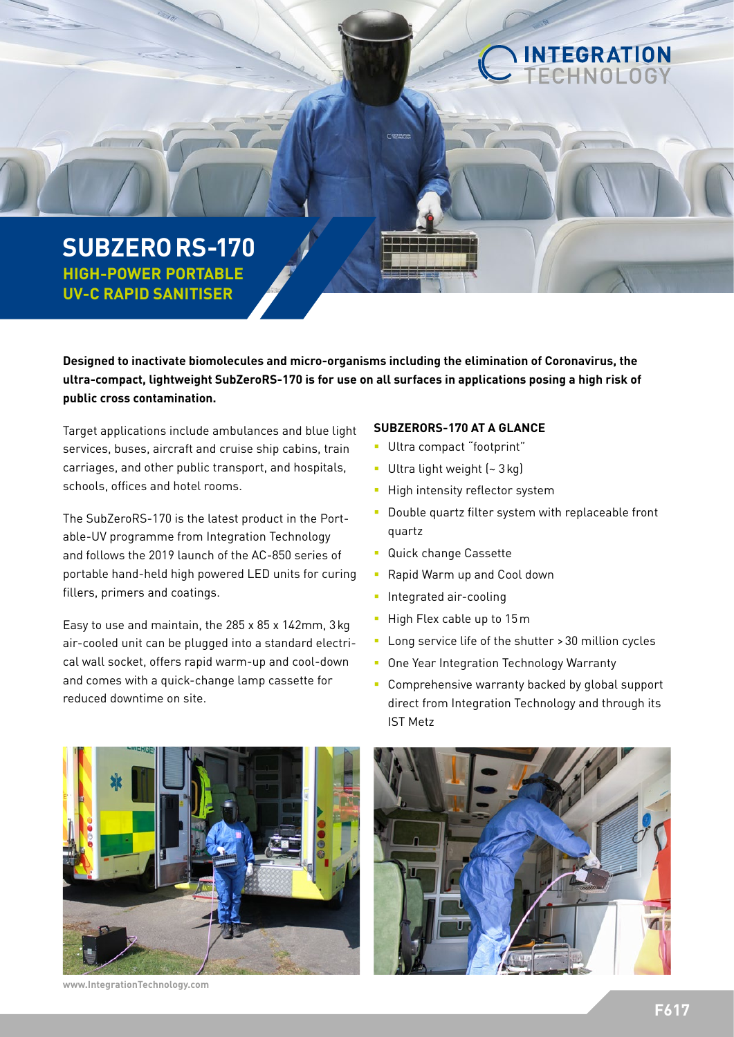INTEGRATION TECHNOLOGY

# SUBZERO RS-170

## HIGH-POWER PORTABLE UV-C RAPID SANITISER

**Designed to inactivate biomolecules and micro-organisms including the elimination of Coronavirus, the ultra-compact, lightweight SubZeroRS-170 is for use on all surfaces in applications posing a high risk of public cross contamination.**

Target applications include ambulances and blue light services, buses, aircraft and cruise ship cabins, train carriages, and other public transport, and hospitals, schools, offices and hotel rooms.

The SubZeroRS-170 is the latest product in the Portable-UV programme from Integration Technology and follows the 2019 launch of the AC-850 series of portable hand-held high powered LED units for curing fillers, primers and coatings.

Easy to use and maintain, the 285 x 85 x 142mm, 3 kg air-cooled unit can be plugged into a standard electrical wall socket, offers rapid warm-up and cool-down and comes with a quick-change lamp cassette for reduced downtime on site.

### SUBZERORS-170 AT A GLANCE

- Ultra compact "footprint"
- Ultra light weight (~ 3 kg)
- High intensity reflector system
- Double quartz filter system with replaceable front quartz
- Quick change Cassette
- Rapid Warm up and Cool down
- Integrated air-cooling
- High Flex cable up to 15 m
- Long service life of the shutter > 30 million cycles
- One Year Integration Technology Warranty
- Comprehensive warranty backed by global support direct from Integration Technology and through its IST Metz

www.IntegrationTechnology.com

F617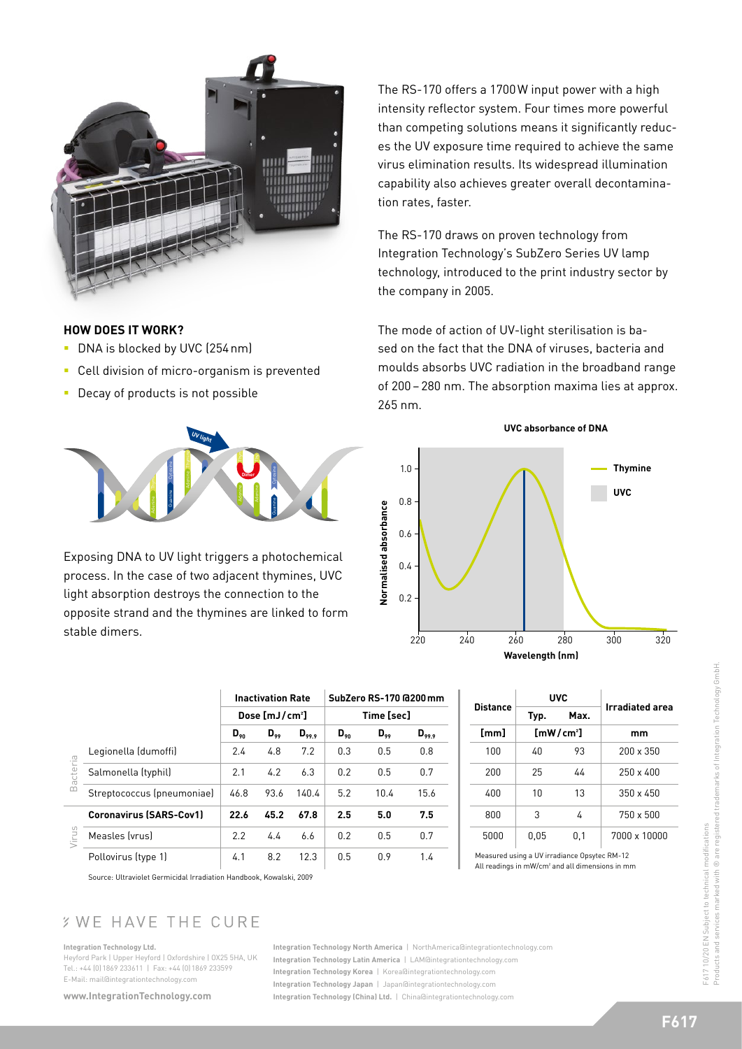The RS-170 offers a 1700 W input power with a high intensity reflector system. Four times more powerful than competing solutions means it significantly reduces the UV exposure time required to achieve the same virus elimination results. Its widespread illumination capability also achieves greater overall decontamination rates, faster.

The RS-170 draws on proven technology from Integration Technology's SubZero Series UV lamp technology, introduced to the print industry sector by the company in 2005.

## HOW DOES IT WORK?

- DNA is blocked by UVC (254 nm)
- Cell division of micro-organism is prevented
- Decay of products is not possible

The mode of action of UV-light sterilisation is based on the fact that the DNA of viruses, bacteria and moulds absorbs UVC radiation in the broadband range of 200 – 280 nm. The absorption maxima lies at approx. 265 nm.

UV light

Dimer

Exposing DNA to UV light triggers a photochemical process. In the case of two adjacent thymines, UVC light absorption destroys the connection to the opposite strand and the thymines are linked to form stable dimers.

**UVC absorbance of DNA**

Thymine
UVC

Normalised absorbance
1.0
0.8
0.6
0.4
0.2

220
240
260
280
300
320

Wavelength (nm)

| | | Inactivation Rate | | | SubZero RS-170 @200 mm | | |
|---|---|---|---|---|---|---|---|
| | | Dose [mJ/cm²] | | | Time [sec] | | |
| | | $D_{90}$ | $D_{99}$ | $D_{99.9}$ | $D_{90}$ | $D_{99}$ | $D_{99.9}$ |
| Bacteria | Legionella (dumoffi) | 2.4 | 4.8 | 7.2 | 0.3 | 0.5 | 0.8 |
| | Salmonella (typhil) | 2.1 | 4.2 | 6.3 | 0.2 | 0.5 | 0.7 |
| | Streptococcus (pneumoniae) | 46.8 | 93.6 | 140.4 | 5.2 | 10.4 | 15.6 |
| Virus | **Coronavirus (SARS-Cov1)** | **22.6** | **45.2** | **67.8** | **2.5** | **5.0** | **7.5** |
| | Measles (vrus) | 2.2 | 4.4 | 6.6 | 0.2 | 0.5 | 0.7 |
| | Pollovirus (type 1) | 4.1 | 8.2 | 12.3 | 0.5 | 0.9 | 1.4 |

Source: Ultraviolet Germicidal Irradiation Handbook, Kowalski, 2009

| Distance | UVC | | Irradiated area |
|---|---|---|---|
| | Typ. | Max. | |
| [mm] | [mW/cm²] | | mm |
| 100 | 40 | 93 | 200 x 350 |
| 200 | 25 | 44 | 250 x 400 |
| 400 | 10 | 13 | 350 x 450 |
| 800 | 3 | 4 | 750 x 500 |
| 5000 | 0,05 | 0,1 | 7000 x 10000 |

Measured using a UV irradiance Opsytec RM-12
All readings in mW/cm² and all dimensions in mm

WE HAVE THE CURE

**Integration Technology Ltd.**
Heyford Park | Upper Heyford | Oxfordshire | OX25 5HA, UK
Tel.: +44 (0) 1869 233611 | Fax: +44 (0) 1869 233599
E-Mail: mail@integrationtechnology.com

**www.IntegrationTechnology.com**

**Integration Technology North America** | NorthAmerica@integrationtechnology.com
**Integration Technology Latin America** | LAM@integrationtechnology.com
**Integration Technology Korea** | Korea@integrationtechnology.com
**Integration Technology Japan** | Japan@integrationtechnology.com
**Integration Technology (China) Ltd.** | China@integrationtechnology.com

F 617 10/20 EN Subject to technical modifications
Products and services marked with ® are registered trademarks of Integration Technology GmbH.

F617